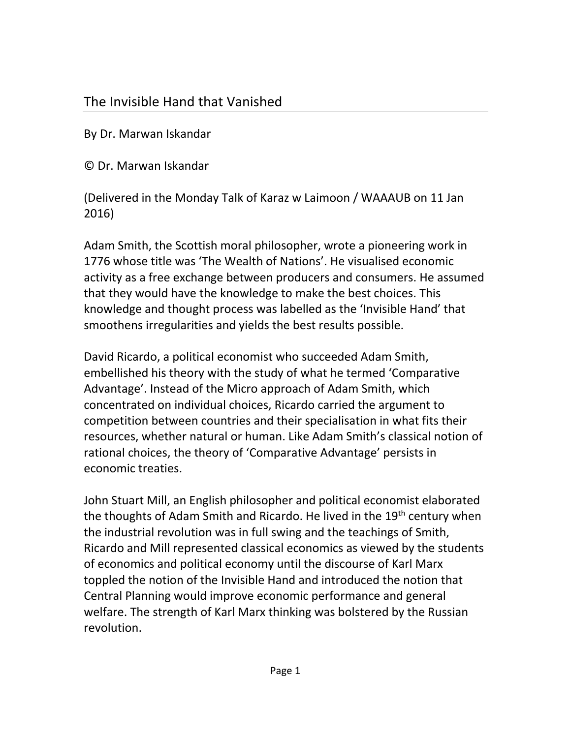# The Invisible Hand that Vanished

By Dr. Marwan Iskandar

© Dr. Marwan Iskandar

(Delivered in the Monday Talk of Karaz w Laimoon / WAAAUB on 11 Jan 2016)

Adam Smith, the Scottish moral philosopher, wrote a pioneering work in 1776 whose title was 'The Wealth of Nations'. He visualised economic activity as a free exchange between producers and consumers. He assumed that they would have the knowledge to make the best choices. This knowledge and thought process was labelled as the 'Invisible Hand' that smoothens irregularities and yields the best results possible.

David Ricardo, a political economist who succeeded Adam Smith, embellished his theory with the study of what he termed 'Comparative Advantage'. Instead of the Micro approach of Adam Smith, which concentrated on individual choices, Ricardo carried the argument to competition between countries and their specialisation in what fits their resources, whether natural or human. Like Adam Smith's classical notion of rational choices, the theory of 'Comparative Advantage' persists in economic treaties.

John Stuart Mill, an English philosopher and political economist elaborated the thoughts of Adam Smith and Ricardo. He lived in the 19th century when the industrial revolution was in full swing and the teachings of Smith, Ricardo and Mill represented classical economics as viewed by the students of economics and political economy until the discourse of Karl Marx toppled the notion of the Invisible Hand and introduced the notion that Central Planning would improve economic performance and general welfare. The strength of Karl Marx thinking was bolstered by the Russian revolution.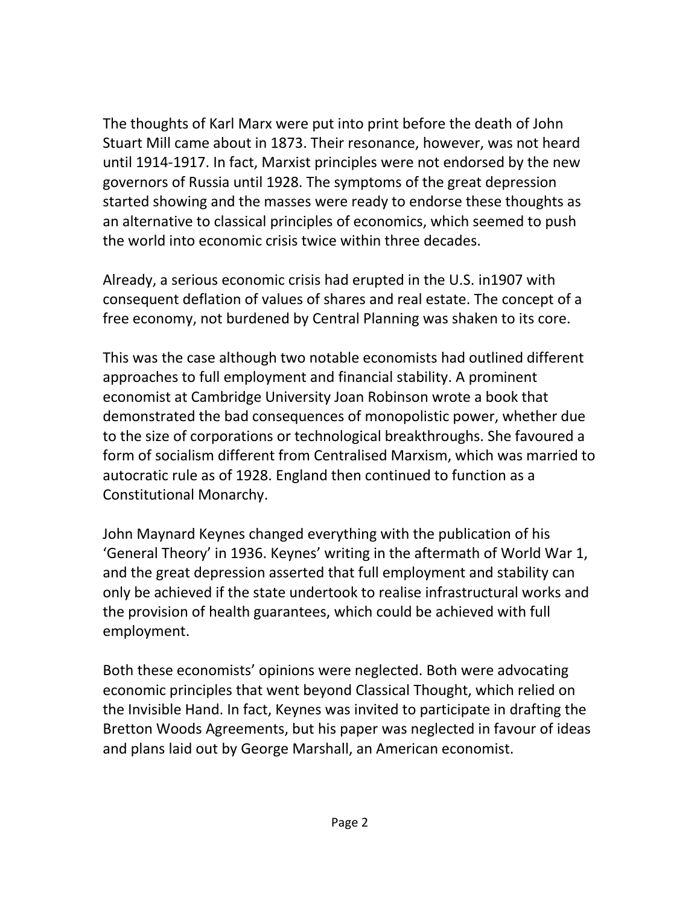The thoughts of Karl Marx were put into print before the death of John Stuart Mill came about in 1873. Their resonance, however, was not heard until 1914-1917. In fact, Marxist principles were not endorsed by the new governors of Russia until 1928. The symptoms of the great depression started showing and the masses were ready to endorse these thoughts as an alternative to classical principles of economics, which seemed to push the world into economic crisis twice within three decades.

Already, a serious economic crisis had erupted in the U.S. in1907 with consequent deflation of values of shares and real estate. The concept of a free economy, not burdened by Central Planning was shaken to its core.

This was the case although two notable economists had outlined different approaches to full employment and financial stability. A prominent economist at Cambridge University Joan Robinson wrote a book that demonstrated the bad consequences of monopolistic power, whether due to the size of corporations or technological breakthroughs. She favoured a form of socialism different from Centralised Marxism, which was married to autocratic rule as of 1928. England then continued to function as a Constitutional Monarchy.

John Maynard Keynes changed everything with the publication of his 'General Theory' in 1936. Keynes' writing in the aftermath of World War 1, and the great depression asserted that full employment and stability can only be achieved if the state undertook to realise infrastructural works and the provision of health guarantees, which could be achieved with full employment.

Both these economists' opinions were neglected. Both were advocating economic principles that went beyond Classical Thought, which relied on the Invisible Hand. In fact, Keynes was invited to participate in drafting the Bretton Woods Agreements, but his paper was neglected in favour of ideas and plans laid out by George Marshall, an American economist.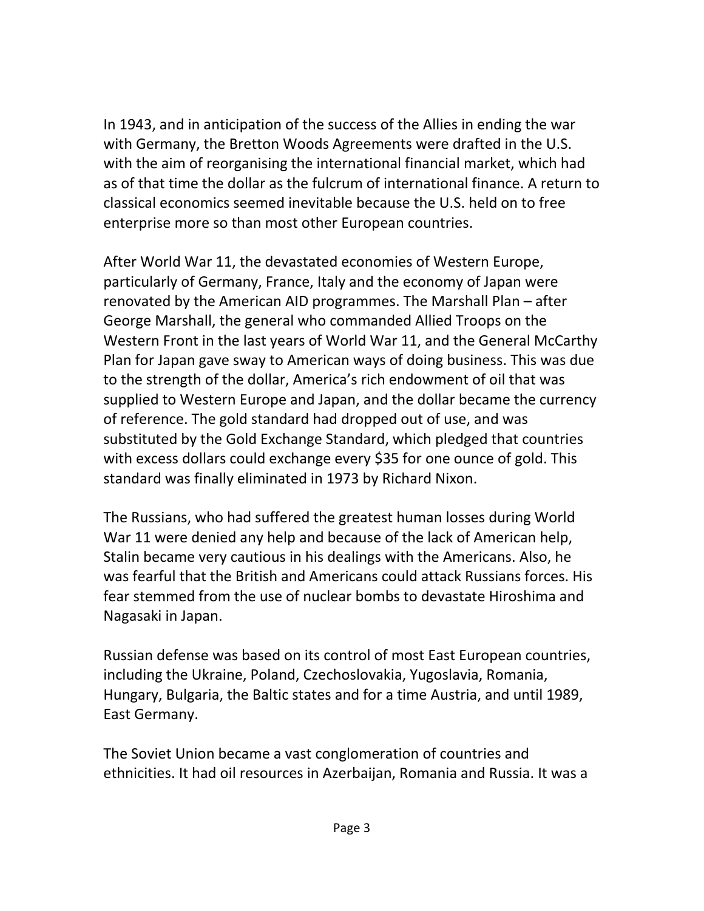In 1943, and in anticipation of the success of the Allies in ending the war with Germany, the Bretton Woods Agreements were drafted in the U.S. with the aim of reorganising the international financial market, which had as of that time the dollar as the fulcrum of international finance. A return to classical economics seemed inevitable because the U.S. held on to free enterprise more so than most other European countries.

After World War 11, the devastated economies of Western Europe, particularly of Germany, France, Italy and the economy of Japan were renovated by the American AID programmes. The Marshall Plan – after George Marshall, the general who commanded Allied Troops on the Western Front in the last years of World War 11, and the General McCarthy Plan for Japan gave sway to American ways of doing business. This was due to the strength of the dollar, America's rich endowment of oil that was supplied to Western Europe and Japan, and the dollar became the currency of reference. The gold standard had dropped out of use, and was substituted by the Gold Exchange Standard, which pledged that countries with excess dollars could exchange every $35 for one ounce of gold. This standard was finally eliminated in 1973 by Richard Nixon.

The Russians, who had suffered the greatest human losses during World War 11 were denied any help and because of the lack of American help, Stalin became very cautious in his dealings with the Americans. Also, he was fearful that the British and Americans could attack Russians forces. His fear stemmed from the use of nuclear bombs to devastate Hiroshima and Nagasaki in Japan.

Russian defense was based on its control of most East European countries, including the Ukraine, Poland, Czechoslovakia, Yugoslavia, Romania, Hungary, Bulgaria, the Baltic states and for a time Austria, and until 1989, East Germany.

The Soviet Union became a vast conglomeration of countries and ethnicities. It had oil resources in Azerbaijan, Romania and Russia. It was a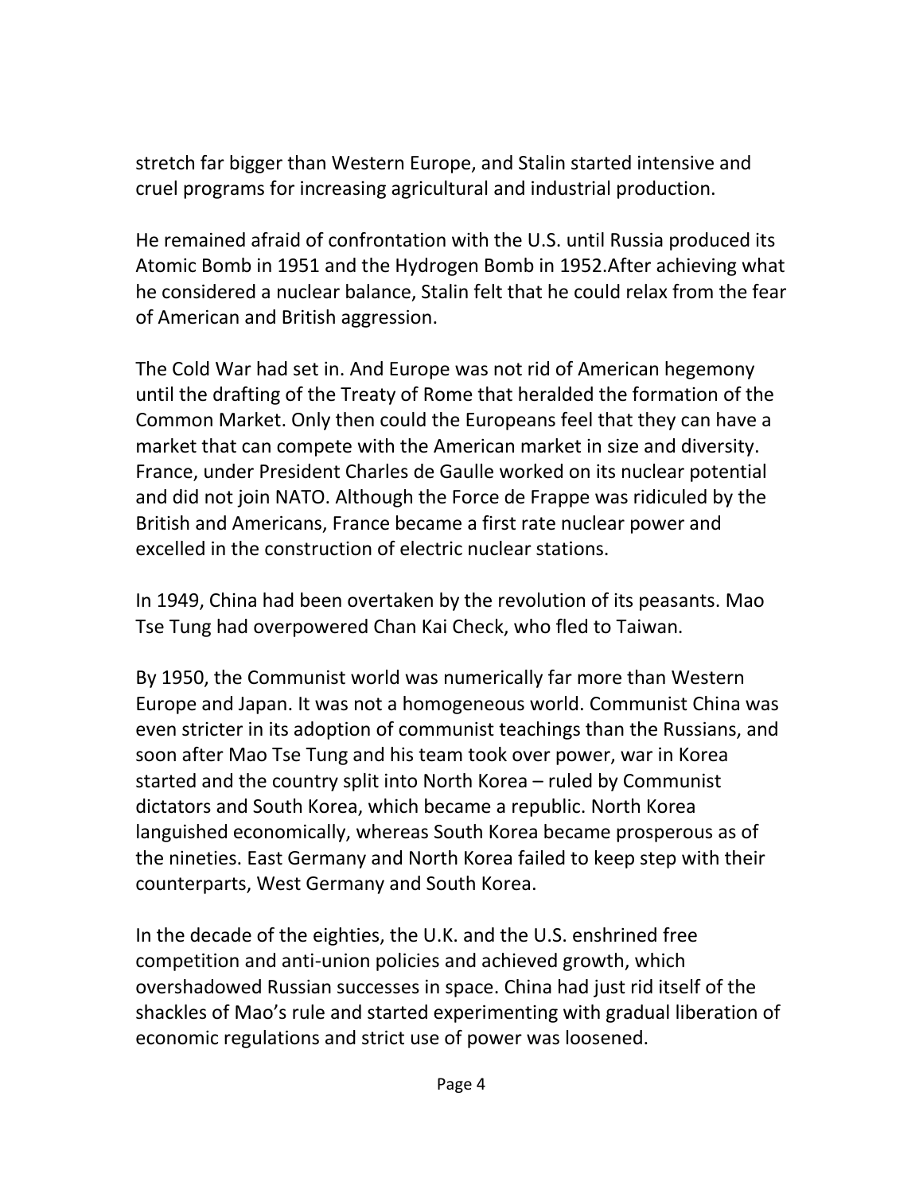stretch far bigger than Western Europe, and Stalin started intensive and cruel programs for increasing agricultural and industrial production.

He remained afraid of confrontation with the U.S. until Russia produced its Atomic Bomb in 1951 and the Hydrogen Bomb in 1952.After achieving what he considered a nuclear balance, Stalin felt that he could relax from the fear of American and British aggression.

The Cold War had set in. And Europe was not rid of American hegemony until the drafting of the Treaty of Rome that heralded the formation of the Common Market. Only then could the Europeans feel that they can have a market that can compete with the American market in size and diversity. France, under President Charles de Gaulle worked on its nuclear potential and did not join NATO. Although the Force de Frappe was ridiculed by the British and Americans, France became a first rate nuclear power and excelled in the construction of electric nuclear stations.

In 1949, China had been overtaken by the revolution of its peasants. Mao Tse Tung had overpowered Chan Kai Check, who fled to Taiwan.

By 1950, the Communist world was numerically far more than Western Europe and Japan. It was not a homogeneous world. Communist China was even stricter in its adoption of communist teachings than the Russians, and soon after Mao Tse Tung and his team took over power, war in Korea started and the country split into North Korea – ruled by Communist dictators and South Korea, which became a republic. North Korea languished economically, whereas South Korea became prosperous as of the nineties. East Germany and North Korea failed to keep step with their counterparts, West Germany and South Korea.

In the decade of the eighties, the U.K. and the U.S. enshrined free competition and anti-union policies and achieved growth, which overshadowed Russian successes in space. China had just rid itself of the shackles of Mao's rule and started experimenting with gradual liberation of economic regulations and strict use of power was loosened.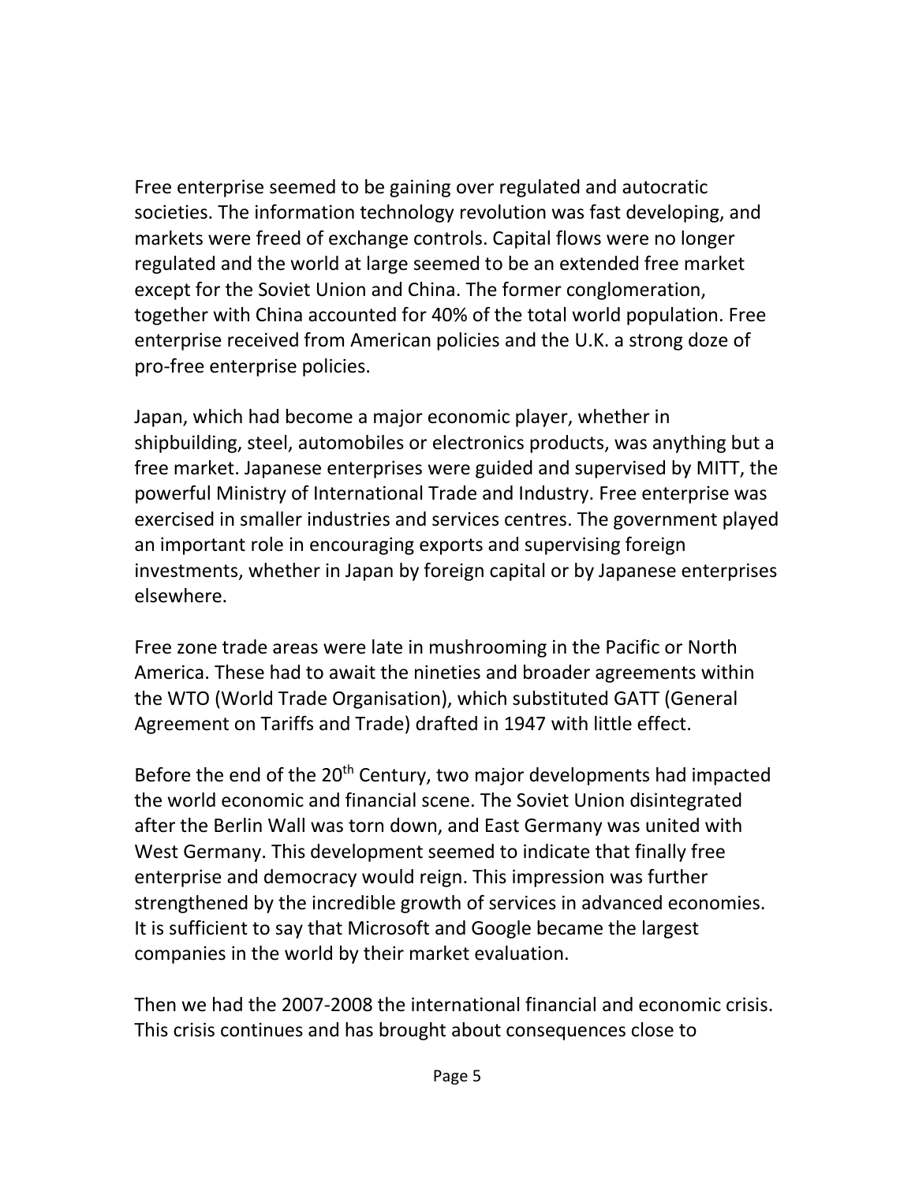Free enterprise seemed to be gaining over regulated and autocratic societies. The information technology revolution was fast developing, and markets were freed of exchange controls. Capital flows were no longer regulated and the world at large seemed to be an extended free market except for the Soviet Union and China. The former conglomeration, together with China accounted for 40% of the total world population. Free enterprise received from American policies and the U.K. a strong doze of pro-free enterprise policies.

Japan, which had become a major economic player, whether in shipbuilding, steel, automobiles or electronics products, was anything but a free market. Japanese enterprises were guided and supervised by MITT, the powerful Ministry of International Trade and Industry. Free enterprise was exercised in smaller industries and services centres. The government played an important role in encouraging exports and supervising foreign investments, whether in Japan by foreign capital or by Japanese enterprises elsewhere.

Free zone trade areas were late in mushrooming in the Pacific or North America. These had to await the nineties and broader agreements within the WTO (World Trade Organisation), which substituted GATT (General Agreement on Tariffs and Trade) drafted in 1947 with little effect.

Before the end of the 20th Century, two major developments had impacted the world economic and financial scene. The Soviet Union disintegrated after the Berlin Wall was torn down, and East Germany was united with West Germany. This development seemed to indicate that finally free enterprise and democracy would reign. This impression was further strengthened by the incredible growth of services in advanced economies. It is sufficient to say that Microsoft and Google became the largest companies in the world by their market evaluation.

Then we had the 2007-2008 the international financial and economic crisis. This crisis continues and has brought about consequences close to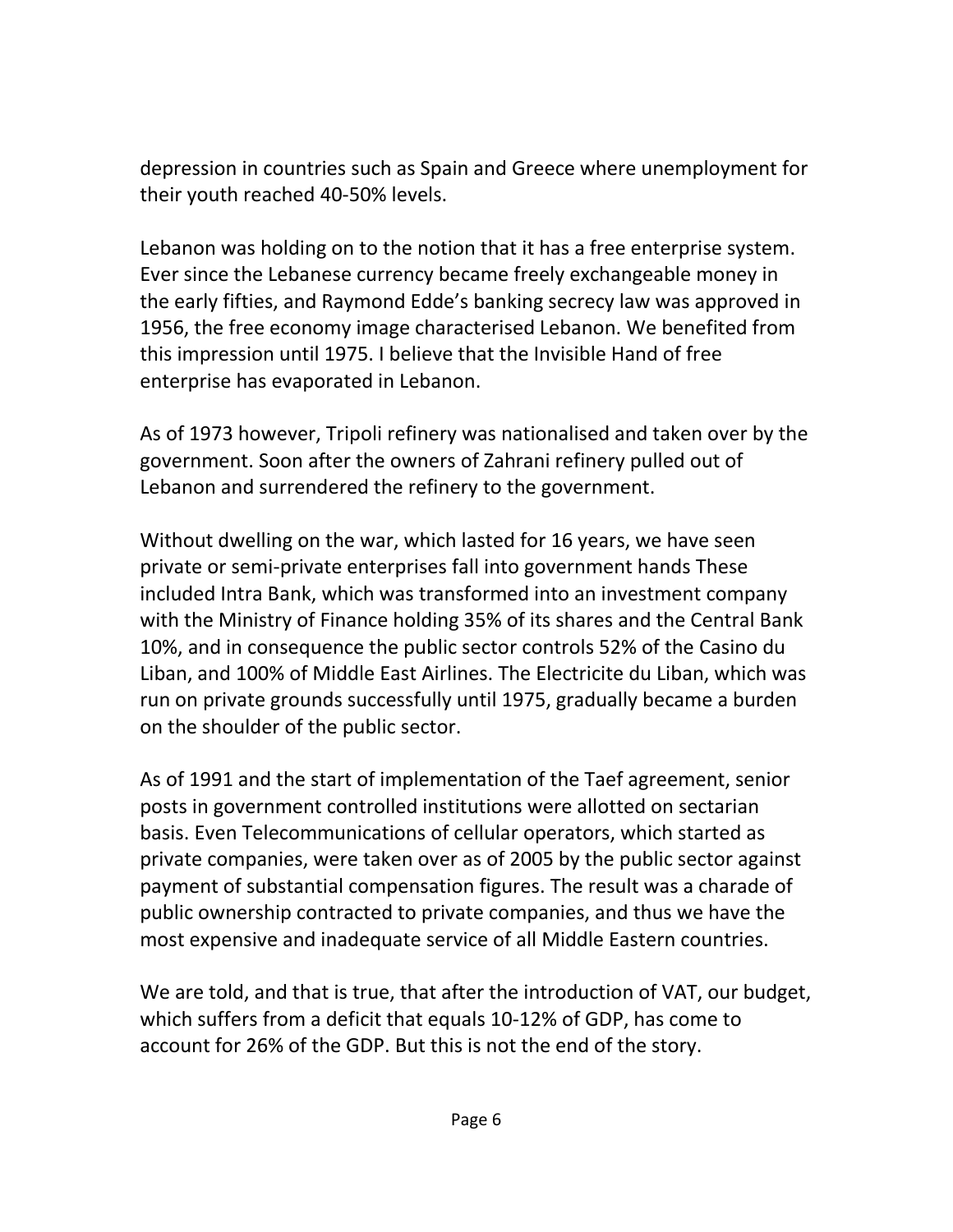depression in countries such as Spain and Greece where unemployment for their youth reached 40-50% levels.

Lebanon was holding on to the notion that it has a free enterprise system. Ever since the Lebanese currency became freely exchangeable money in the early fifties, and Raymond Edde's banking secrecy law was approved in 1956, the free economy image characterised Lebanon. We benefited from this impression until 1975. I believe that the Invisible Hand of free enterprise has evaporated in Lebanon.

As of 1973 however, Tripoli refinery was nationalised and taken over by the government. Soon after the owners of Zahrani refinery pulled out of Lebanon and surrendered the refinery to the government.

Without dwelling on the war, which lasted for 16 years, we have seen private or semi-private enterprises fall into government hands These included Intra Bank, which was transformed into an investment company with the Ministry of Finance holding 35% of its shares and the Central Bank 10%, and in consequence the public sector controls 52% of the Casino du Liban, and 100% of Middle East Airlines. The Electricite du Liban, which was run on private grounds successfully until 1975, gradually became a burden on the shoulder of the public sector.

As of 1991 and the start of implementation of the Taef agreement, senior posts in government controlled institutions were allotted on sectarian basis. Even Telecommunications of cellular operators, which started as private companies, were taken over as of 2005 by the public sector against payment of substantial compensation figures. The result was a charade of public ownership contracted to private companies, and thus we have the most expensive and inadequate service of all Middle Eastern countries.

We are told, and that is true, that after the introduction of VAT, our budget, which suffers from a deficit that equals 10-12% of GDP, has come to account for 26% of the GDP. But this is not the end of the story.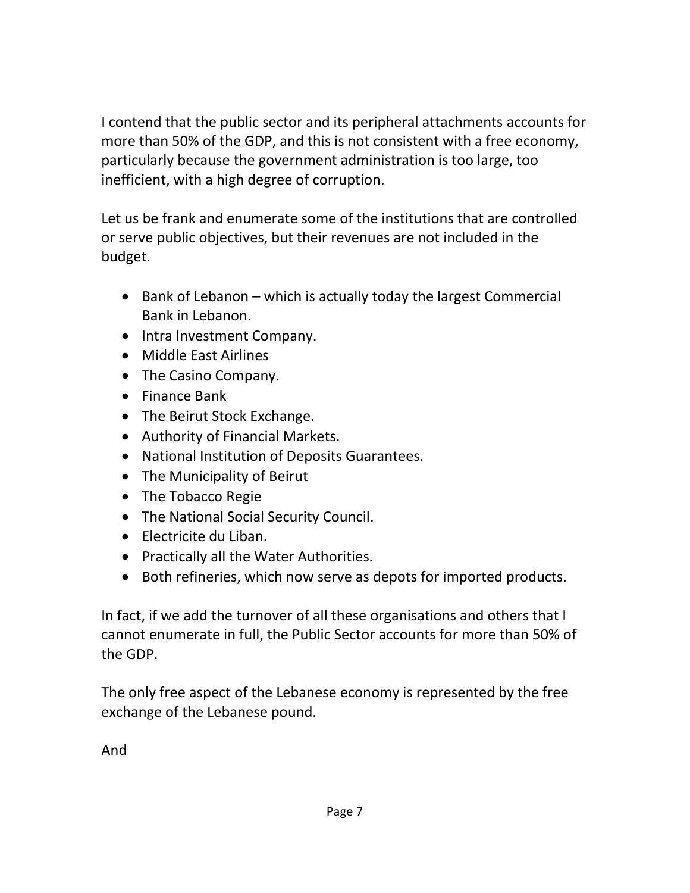I contend that the public sector and its peripheral attachments accounts for more than 50% of the GDP, and this is not consistent with a free economy, particularly because the government administration is too large, too inefficient, with a high degree of corruption.

Let us be frank and enumerate some of the institutions that are controlled or serve public objectives, but their revenues are not included in the budget.

- Bank of Lebanon – which is actually today the largest Commercial Bank in Lebanon.
- Intra Investment Company.
- Middle East Airlines
- The Casino Company.
- Finance Bank
- The Beirut Stock Exchange.
- Authority of Financial Markets.
- National Institution of Deposits Guarantees.
- The Municipality of Beirut
- The Tobacco Regie
- The National Social Security Council.
- Electricite du Liban.
- Practically all the Water Authorities.
- Both refineries, which now serve as depots for imported products.

In fact, if we add the turnover of all these organisations and others that I cannot enumerate in full, the Public Sector accounts for more than 50% of the GDP.

The only free aspect of the Lebanese economy is represented by the free exchange of the Lebanese pound.

And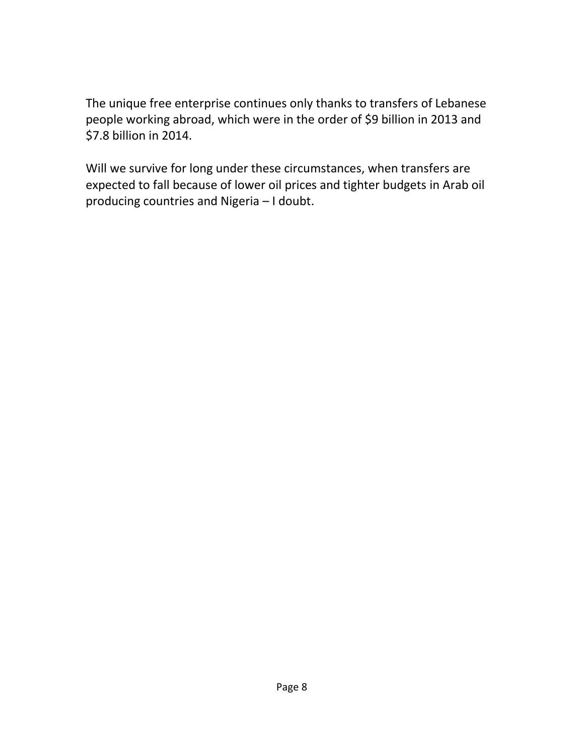The unique free enterprise continues only thanks to transfers of Lebanese people working abroad, which were in the order of $9 billion in 2013 and $7.8 billion in 2014.

Will we survive for long under these circumstances, when transfers are expected to fall because of lower oil prices and tighter budgets in Arab oil producing countries and Nigeria – I doubt.